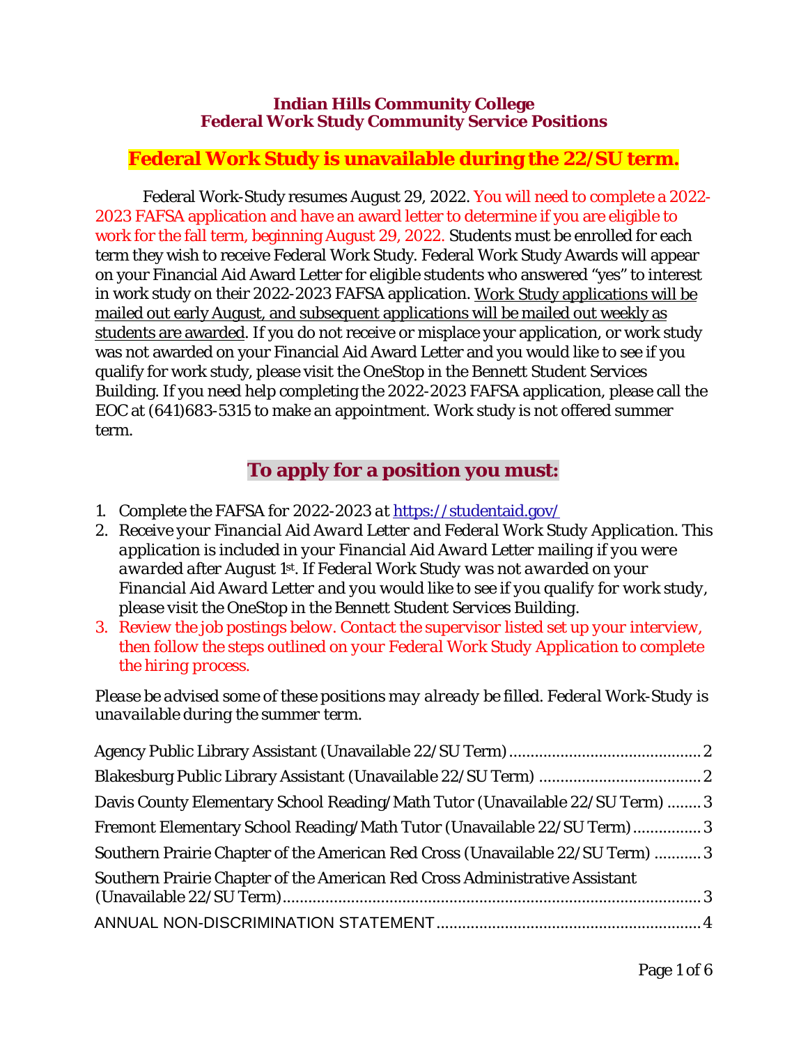# Indian Hills Community College
# Federal Work Study Community Service Positions

## Federal Work Study is unavailable during the 22/SU term.

Federal Work-Study resumes August 29, 2022. You will need to complete a 2022-2023 FAFSA application and have an award letter to determine if you are eligible to work for the fall term, beginning August 29, 2022. Students must be enrolled for each term they wish to receive Federal Work Study. Federal Work Study Awards will appear on your Financial Aid Award Letter for eligible students who answered "yes" to interest in work study on their 2022-2023 FAFSA application. Work Study applications will be mailed out early August, and subsequent applications will be mailed out weekly as students are awarded. If you do not receive or misplace your application, or work study was not awarded on your Financial Aid Award Letter and you would like to see if you qualify for work study, please visit the OneStop in the Bennett Student Services Building. If you need help completing the 2022-2023 FAFSA application, please call the EOC at (641)683-5315 to make an appointment. Work study is not offered summer term.

## To apply for a position you must:

1. Complete the FAFSA for 2022-2023 at https://studentaid.gov/
2. *Receive your Financial Aid Award Letter and Federal Work Study Application. This application is included in your Financial Aid Award Letter mailing if you were awarded after August 1st. If Federal Work Study was not awarded on your Financial Aid Award Letter and you would like to see if you qualify for work study, please visit the OneStop in the Bennett Student Services Building.*
3. *Review the job postings below. Contact the supervisor listed set up your interview, then follow the steps outlined on your Federal Work Study Application to complete the hiring process.*

*Please be advised some of these positions may already be filled. Federal Work-Study is unavailable during the summer term.*

Agency Public Library Assistant (Unavailable 22/SU Term) .......... 2
Blakesburg Public Library Assistant (Unavailable 22/SU Term) .......... 2
Davis County Elementary School Reading/Math Tutor (Unavailable 22/SU Term) .......... 3
Fremont Elementary School Reading/Math Tutor (Unavailable 22/SU Term) .......... 3
Southern Prairie Chapter of the American Red Cross (Unavailable 22/SU Term) .......... 3
Southern Prairie Chapter of the American Red Cross Administrative Assistant (Unavailable 22/SU Term) .......... 3
ANNUAL NON-DISCRIMINATION STATEMENT .......... 4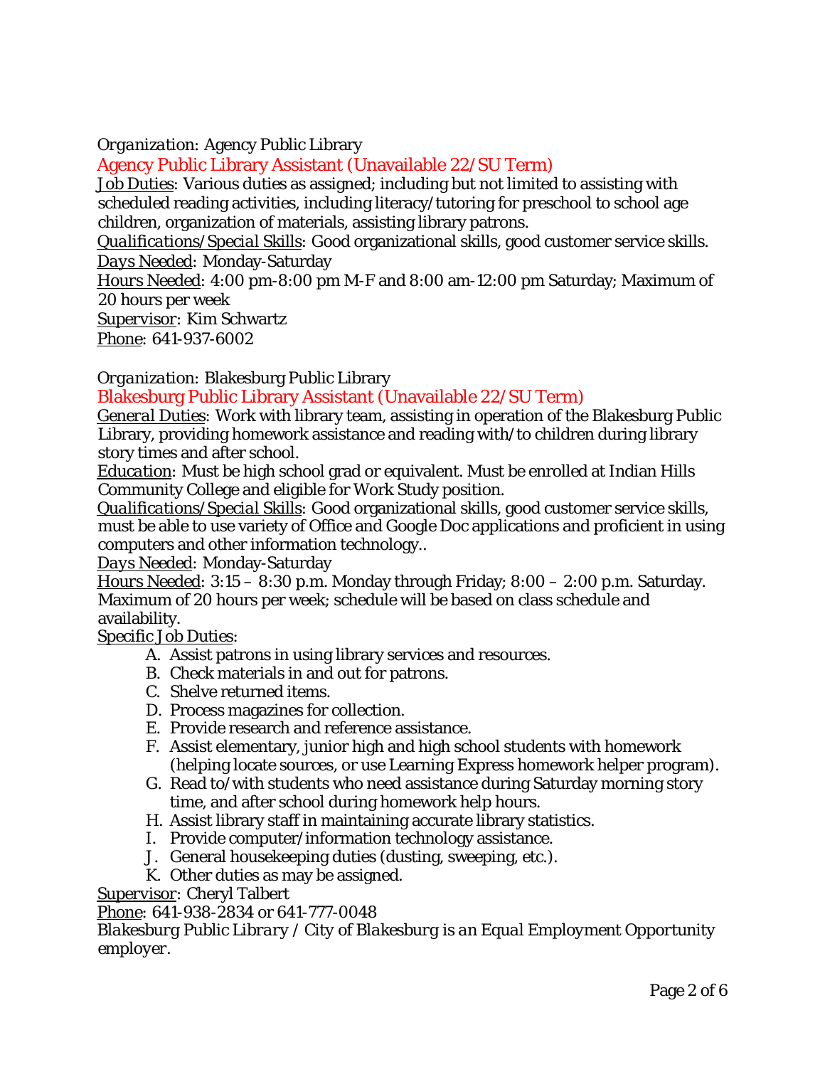*Organization*: Agency Public Library

Agency Public Library Assistant (Unavailable 22/SU Term)

Job Duties: Various duties as assigned; including but not limited to assisting with scheduled reading activities, including literacy/tutoring for preschool to school age children, organization of materials, assisting library patrons.

*Qualifications/Special Skills*: Good organizational skills, good customer service skills.

*Days Needed*: Monday-Saturday

Hours Needed: 4:00 pm-8:00 pm M-F and 8:00 am-12:00 pm Saturday; Maximum of 20 hours per week

Supervisor: Kim Schwartz

Phone: 641-937-6002

*Organization*: Blakesburg Public Library

Blakesburg Public Library Assistant (Unavailable 22/SU Term)

General Duties: Work with library team, assisting in operation of the Blakesburg Public Library, providing homework assistance and reading with/to children during library story times and after school.

Education: Must be high school grad or equivalent. Must be enrolled at Indian Hills Community College and eligible for Work Study position.

*Qualifications/Special Skills*: Good organizational skills, good customer service skills, must be able to use variety of Office and Google Doc applications and proficient in using computers and other information technology..

*Days Needed*: Monday-Saturday

Hours Needed: 3:15 – 8:30 p.m. Monday through Friday; 8:00 – 2:00 p.m. Saturday. Maximum of 20 hours per week; schedule will be based on class schedule and availability.

Specific Job Duties:

A. Assist patrons in using library services and resources.
B. Check materials in and out for patrons.
C. Shelve returned items.
D. Process magazines for collection.
E. Provide research and reference assistance.
F. Assist elementary, junior high and high school students with homework (helping locate sources, or use Learning Express homework helper program).
G. Read to/with students who need assistance during Saturday morning story time, and after school during homework help hours.
H. Assist library staff in maintaining accurate library statistics.
I. Provide computer/information technology assistance.
J. General housekeeping duties (dusting, sweeping, etc.).
K. Other duties as may be assigned.

Supervisor: Cheryl Talbert

Phone: 641-938-2834 or 641-777-0048

*Blakesburg Public Library / City of Blakesburg is an Equal Employment Opportunity employer.*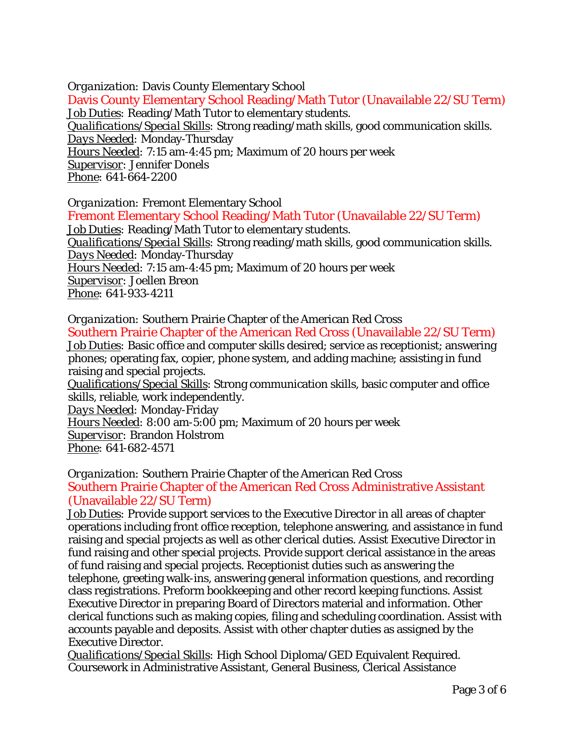*Organization*: Davis County Elementary School

### Davis County Elementary School Reading/Math Tutor (Unavailable 22/SU Term)

Job Duties: Reading/Math Tutor to elementary students.
Qualifications/Special Skills: Strong reading/math skills, good communication skills.
Days Needed: Monday-Thursday
Hours Needed: 7:15 am-4:45 pm; Maximum of 20 hours per week
Supervisor: Jennifer Donels
Phone: 641-664-2200

*Organization*: Fremont Elementary School

### Fremont Elementary School Reading/Math Tutor (Unavailable 22/SU Term)

Job Duties: Reading/Math Tutor to elementary students.
Qualifications/Special Skills: Strong reading/math skills, good communication skills.
Days Needed: Monday-Thursday
Hours Needed: 7:15 am-4:45 pm; Maximum of 20 hours per week
Supervisor: Joellen Breon
Phone: 641-933-4211

*Organization*: Southern Prairie Chapter of the American Red Cross

### Southern Prairie Chapter of the American Red Cross (Unavailable 22/SU Term)

Job Duties: Basic office and computer skills desired; service as receptionist; answering phones; operating fax, copier, phone system, and adding machine; assisting in fund raising and special projects.
Qualifications/Special Skills: Strong communication skills, basic computer and office skills, reliable, work independently.
Days Needed: Monday-Friday
Hours Needed: 8:00 am-5:00 pm; Maximum of 20 hours per week
Supervisor: Brandon Holstrom
Phone: 641-682-4571

*Organization*: Southern Prairie Chapter of the American Red Cross

### Southern Prairie Chapter of the American Red Cross Administrative Assistant (Unavailable 22/SU Term)

Job Duties: Provide support services to the Executive Director in all areas of chapter operations including front office reception, telephone answering, and assistance in fund raising and special projects as well as other clerical duties. Assist Executive Director in fund raising and other special projects. Provide support clerical assistance in the areas of fund raising and special projects. Receptionist duties such as answering the telephone, greeting walk-ins, answering general information questions, and recording class registrations. Preform bookkeeping and other record keeping functions. Assist Executive Director in preparing Board of Directors material and information. Other clerical functions such as making copies, filing and scheduling coordination. Assist with accounts payable and deposits. Assist with other chapter duties as assigned by the Executive Director.
Qualifications/Special Skills: High School Diploma/GED Equivalent Required. Coursework in Administrative Assistant, General Business, Clerical Assistance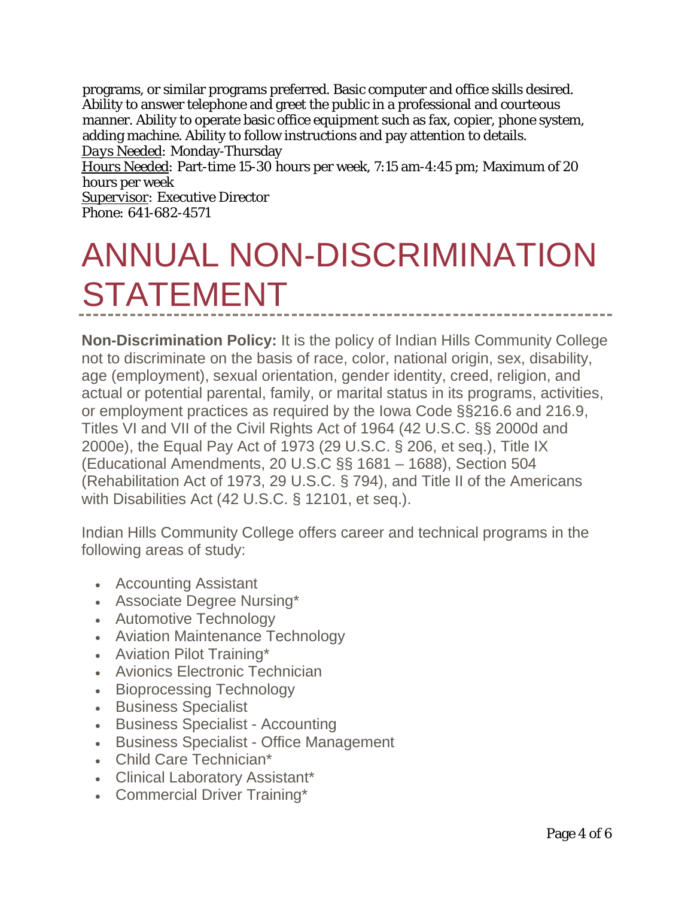programs, or similar programs preferred. Basic computer and office skills desired. Ability to answer telephone and greet the public in a professional and courteous manner. Ability to operate basic office equipment such as fax, copier, phone system, adding machine. Ability to follow instructions and pay attention to details.
*Days Needed*: Monday-Thursday
Hours Needed: Part-time 15-30 hours per week, 7:15 am-4:45 pm; Maximum of 20 hours per week
Supervisor: Executive Director
Phone: 641-682-4571

# ANNUAL NON-DISCRIMINATION STATEMENT

**Non-Discrimination Policy:** It is the policy of Indian Hills Community College not to discriminate on the basis of race, color, national origin, sex, disability, age (employment), sexual orientation, gender identity, creed, religion, and actual or potential parental, family, or marital status in its programs, activities, or employment practices as required by the Iowa Code §§216.6 and 216.9, Titles VI and VII of the Civil Rights Act of 1964 (42 U.S.C. §§ 2000d and 2000e), the Equal Pay Act of 1973 (29 U.S.C. § 206, et seq.), Title IX (Educational Amendments, 20 U.S.C §§ 1681 – 1688), Section 504 (Rehabilitation Act of 1973, 29 U.S.C. § 794), and Title II of the Americans with Disabilities Act (42 U.S.C. § 12101, et seq.).

Indian Hills Community College offers career and technical programs in the following areas of study:

- Accounting Assistant
- Associate Degree Nursing*
- Automotive Technology
- Aviation Maintenance Technology
- Aviation Pilot Training*
- Avionics Electronic Technician
- Bioprocessing Technology
- Business Specialist
- Business Specialist - Accounting
- Business Specialist - Office Management
- Child Care Technician*
- Clinical Laboratory Assistant*
- Commercial Driver Training*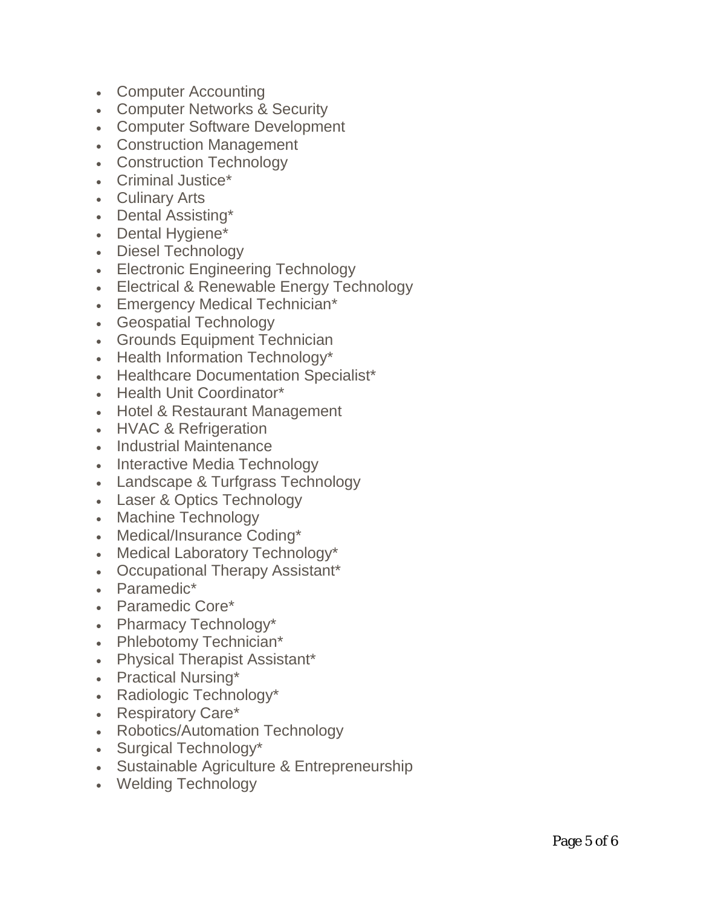- Computer Accounting
- Computer Networks & Security
- Computer Software Development
- Construction Management
- Construction Technology
- Criminal Justice*
- Culinary Arts
- Dental Assisting*
- Dental Hygiene*
- Diesel Technology
- Electronic Engineering Technology
- Electrical & Renewable Energy Technology
- Emergency Medical Technician*
- Geospatial Technology
- Grounds Equipment Technician
- Health Information Technology*
- Healthcare Documentation Specialist*
- Health Unit Coordinator*
- Hotel & Restaurant Management
- HVAC & Refrigeration
- Industrial Maintenance
- Interactive Media Technology
- Landscape & Turfgrass Technology
- Laser & Optics Technology
- Machine Technology
- Medical/Insurance Coding*
- Medical Laboratory Technology*
- Occupational Therapy Assistant*
- Paramedic*
- Paramedic Core*
- Pharmacy Technology*
- Phlebotomy Technician*
- Physical Therapist Assistant*
- Practical Nursing*
- Radiologic Technology*
- Respiratory Care*
- Robotics/Automation Technology
- Surgical Technology*
- Sustainable Agriculture & Entrepreneurship
- Welding Technology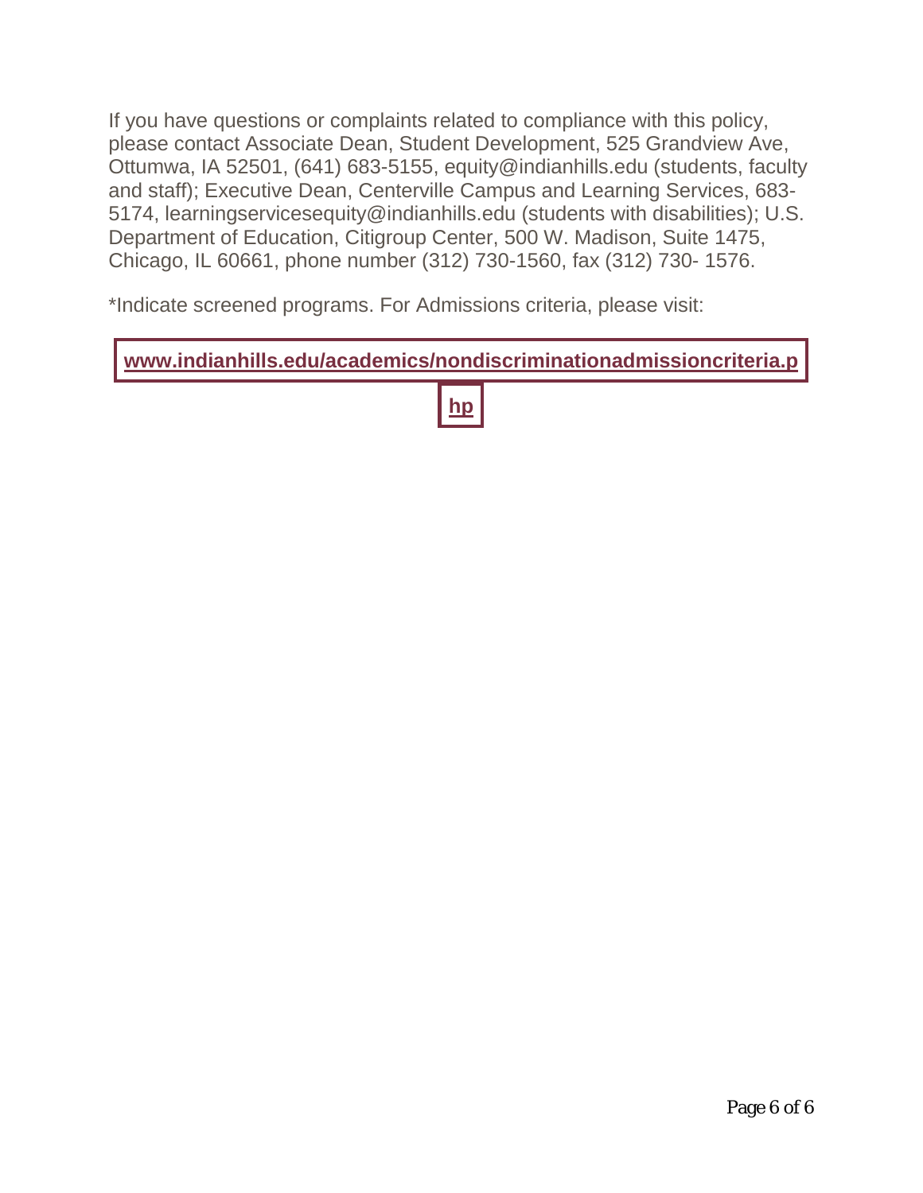If you have questions or complaints related to compliance with this policy, please contact Associate Dean, Student Development, 525 Grandview Ave, Ottumwa, IA 52501, (641) 683-5155, equity@indianhills.edu (students, faculty and staff); Executive Dean, Centerville Campus and Learning Services, 683-5174, learningservicesequity@indianhills.edu (students with disabilities); U.S. Department of Education, Citigroup Center, 500 W. Madison, Suite 1475, Chicago, IL 60661, phone number (312) 730-1560, fax (312) 730- 1576.

*Indicate screened programs. For Admissions criteria, please visit:

**www.indianhills.edu/academics/nondiscriminationadmissioncriteria.php**